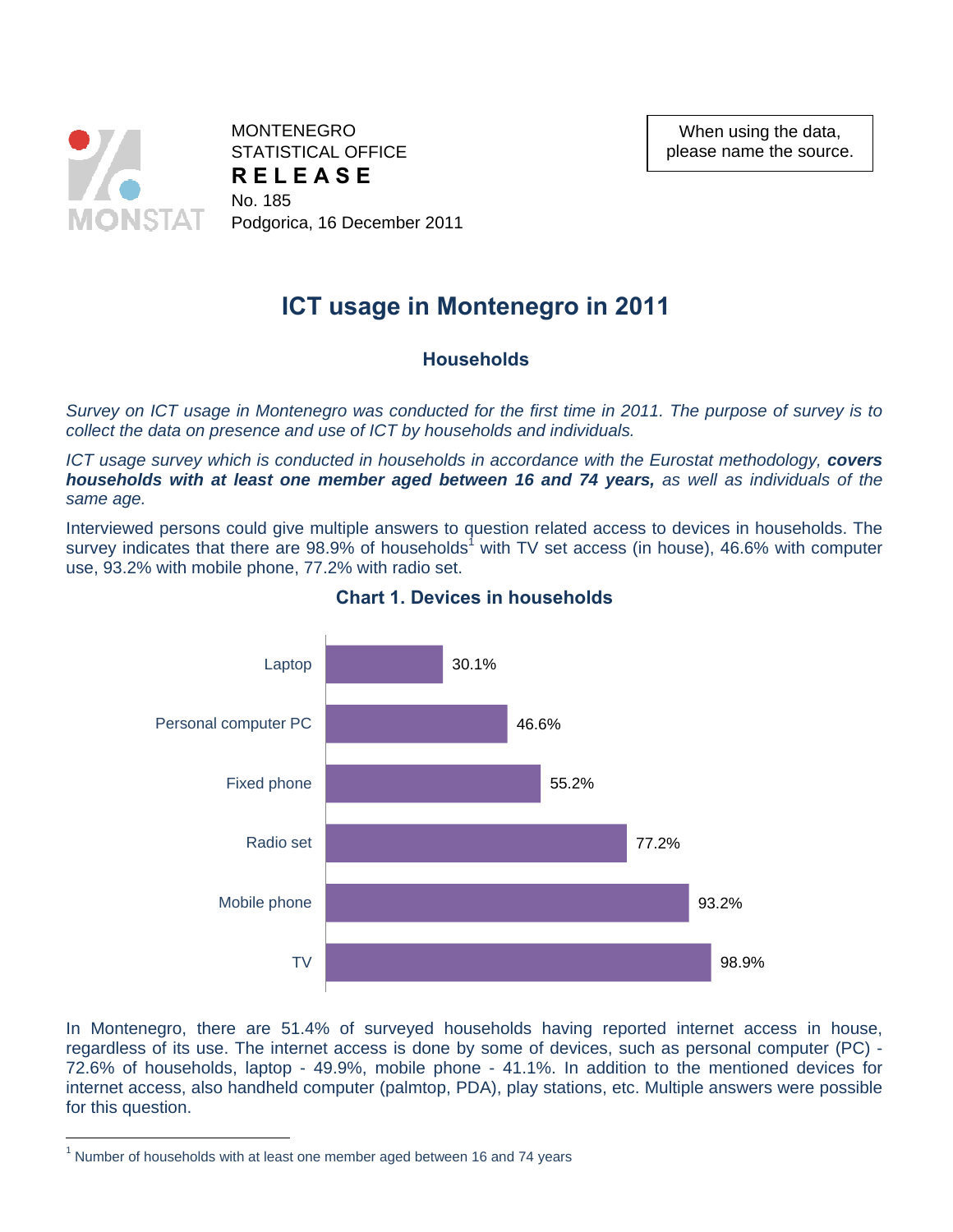MONTENEGRO
STATISTICAL OFFICE
**RELEASE**
No. 185
Podgorica, 16 December 2011

When using the data, please name the source.

# ICT usage in Montenegro in 2011

## Households

*Survey on ICT usage in Montenegro was conducted for the first time in 2011. The purpose of survey is to collect the data on presence and use of ICT by households and individuals.*

*ICT usage survey which is conducted in households in accordance with the Eurostat methodology, **covers households with at least one member aged between 16 and 74 years,** as well as individuals of the same age.*

Interviewed persons could give multiple answers to question related access to devices in households. The survey indicates that there are 98.9% of households[1] with TV set access (in house), 46.6% with computer use, 93.2% with mobile phone, 77.2% with radio set.

**Chart 1. Devices in households**

| Device | % |
|---|---|
| Laptop | 30.1% |
| Personal computer PC | 46.6% |
| Fixed phone | 55.2% |
| Radio set | 77.2% |
| Mobile phone | 93.2% |
| TV | 98.9% |

In Montenegro, there are 51.4% of surveyed households having reported internet access in house, regardless of its use. The internet access is done by some of devices, such as personal computer (PC) - 72.6% of households, laptop - 49.9%, mobile phone - 41.1%. In addition to the mentioned devices for internet access, also handheld computer (palmtop, PDA), play stations, etc. Multiple answers were possible for this question.

[1] Number of households with at least one member aged between 16 and 74 years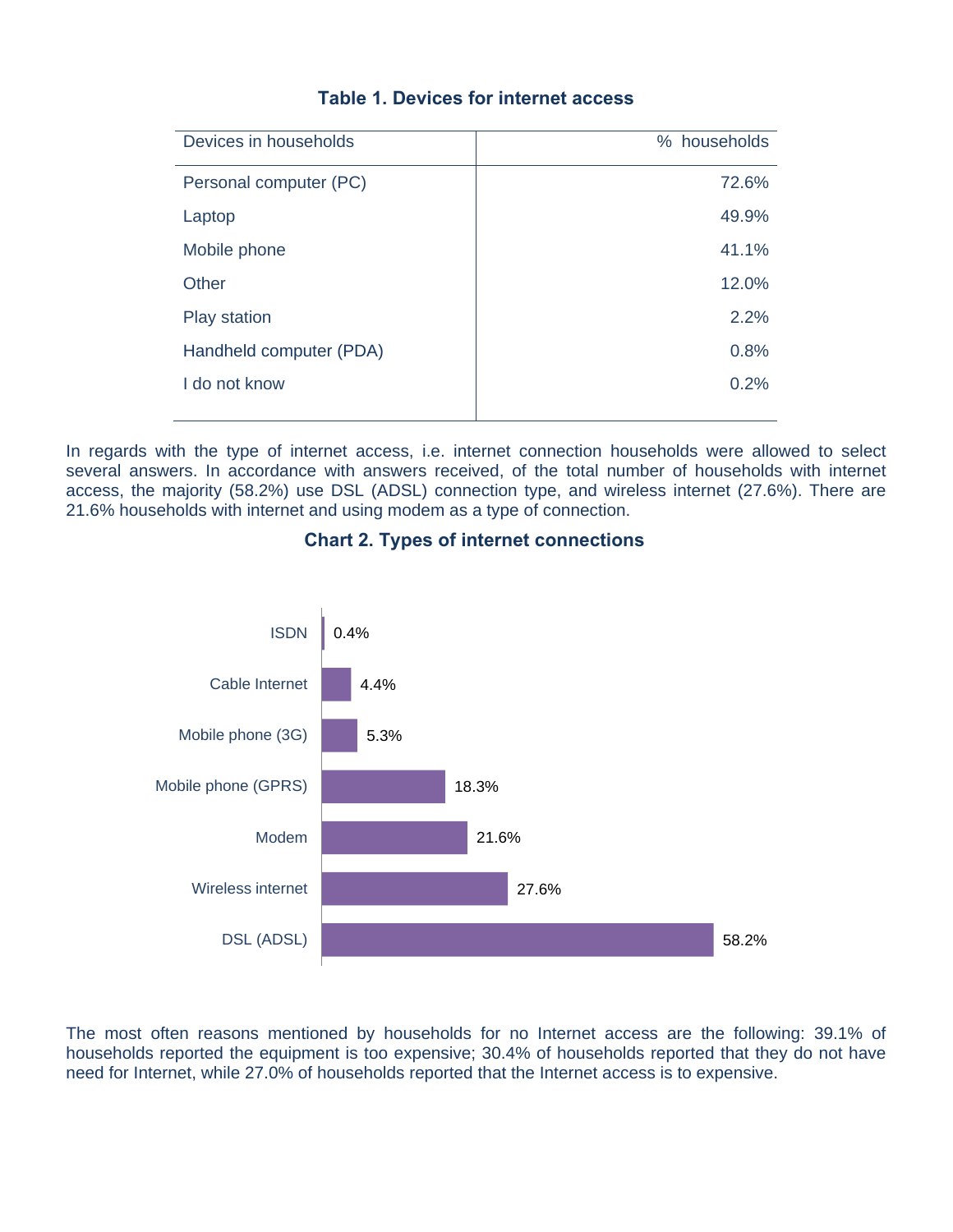**Table 1. Devices for internet access**

| Devices in households | % households |
|---|---:|
| Personal computer (PC) | 72.6% |
| Laptop | 49.9% |
| Mobile phone | 41.1% |
| Other | 12.0% |
| Play station | 2.2% |
| Handheld computer (PDA) | 0.8% |
| I do not know | 0.2% |

In regards with the type of internet access, i.e. internet connection households were allowed to select several answers. In accordance with answers received, of the total number of households with internet access, the majority (58.2%) use DSL (ADSL) connection type, and wireless internet (27.6%). There are 21.6% households with internet and using modem as a type of connection.

**Chart 2. Types of internet connections**

| Type of connection | % |
|---|---:|
| ISDN | 0.4% |
| Cable Internet | 4.4% |
| Mobile phone (3G) | 5.3% |
| Mobile phone (GPRS) | 18.3% |
| Modem | 21.6% |
| Wireless internet | 27.6% |
| DSL (ADSL) | 58.2% |

The most often reasons mentioned by households for no Internet access are the following: 39.1% of households reported the equipment is too expensive; 30.4% of households reported that they do not have need for Internet, while 27.0% of households reported that the Internet access is to expensive.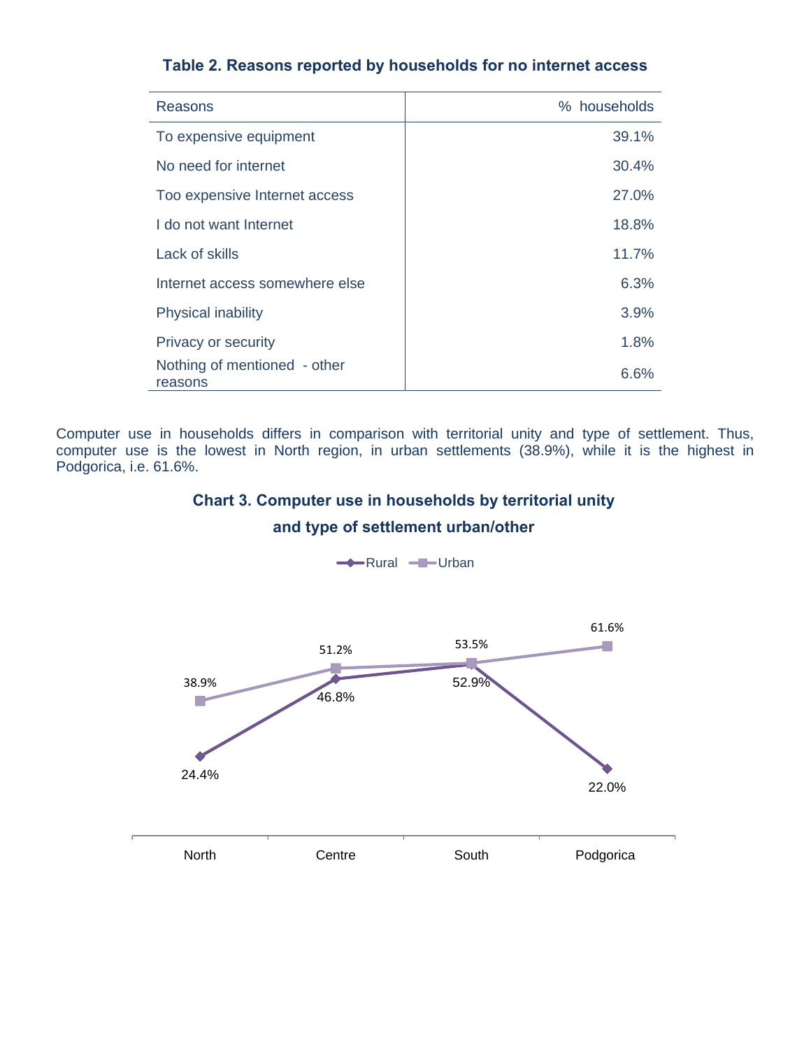**Table 2. Reasons reported by households for no internet access**

| Reasons | % households |
|---|---|
| To expensive equipment | 39.1% |
| No need for internet | 30.4% |
| Too expensive Internet access | 27.0% |
| I do not want Internet | 18.8% |
| Lack of skills | 11.7% |
| Internet access somewhere else | 6.3% |
| Physical inability | 3.9% |
| Privacy or security | 1.8% |
| Nothing of mentioned - other reasons | 6.6% |

Computer use in households differs in comparison with territorial unity and type of settlement. Thus, computer use is the lowest in North region, in urban settlements (38.9%), while it is the highest in Podgorica, i.e. 61.6%.

**Chart 3. Computer use in households by territorial unity and type of settlement urban/other**

| | North | Centre | South | Podgorica |
|---|---|---|---|---|
| Rural | 24.4% | 46.8% | 52.9% | 22.0% |
| Urban | 38.9% | 51.2% | 53.5% | 61.6% |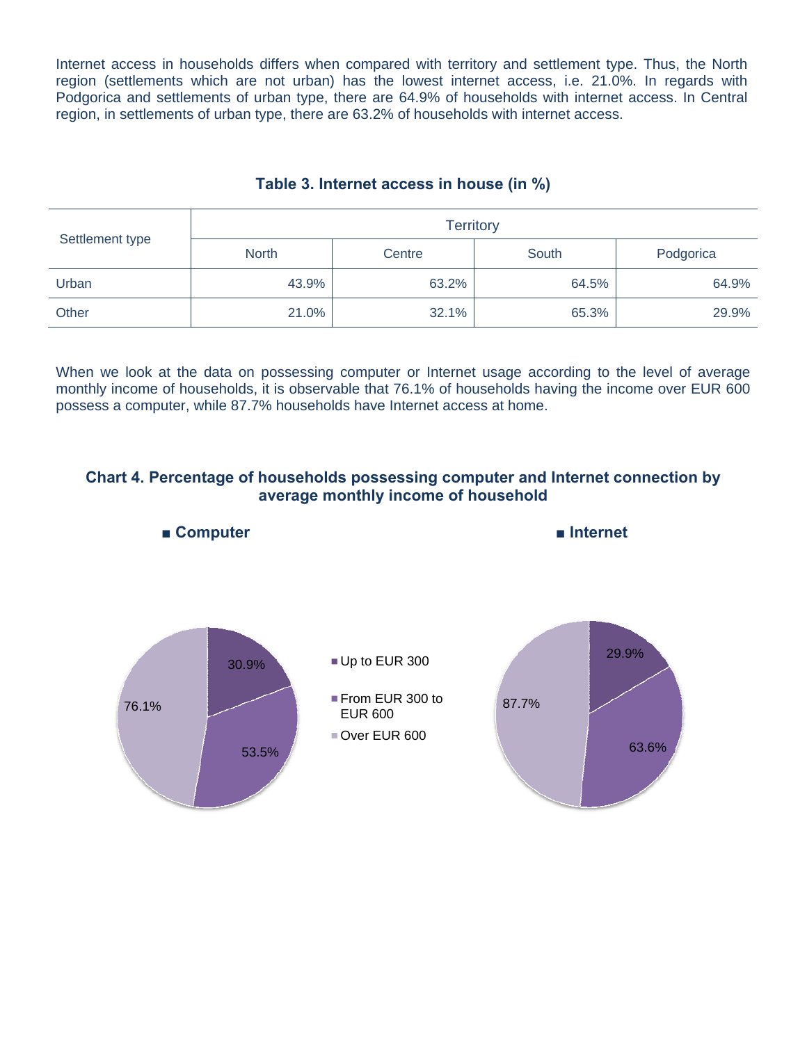Internet access in households differs when compared with territory and settlement type. Thus, the North region (settlements which are not urban) has the lowest internet access, i.e. 21.0%. In regards with Podgorica and settlements of urban type, there are 64.9% of households with internet access. In Central region, in settlements of urban type, there are 63.2% of households with internet access.

### Table 3. Internet access in house (in %)

| Settlement type | Territory | | | |
|---|---|---|---|---|
| | North | Centre | South | Podgorica |
| Urban | 43.9% | 63.2% | 64.5% | 64.9% |
| Other | 21.0% | 32.1% | 65.3% | 29.9% |

When we look at the data on possessing computer or Internet usage according to the level of average monthly income of households, it is observable that 76.1% of households having the income over EUR 600 possess a computer, while 87.7% households have Internet access at home.

### Chart 4. Percentage of households possessing computer and Internet connection by average monthly income of household

■ **Computer**

- Up to EUR 300: 30.9%
- From EUR 300 to EUR 600: 53.5%
- Over EUR 600: 76.1%

■ **Internet**

- Up to EUR 300: 29.9%
- From EUR 300 to EUR 600: 63.6%
- Over EUR 600: 87.7%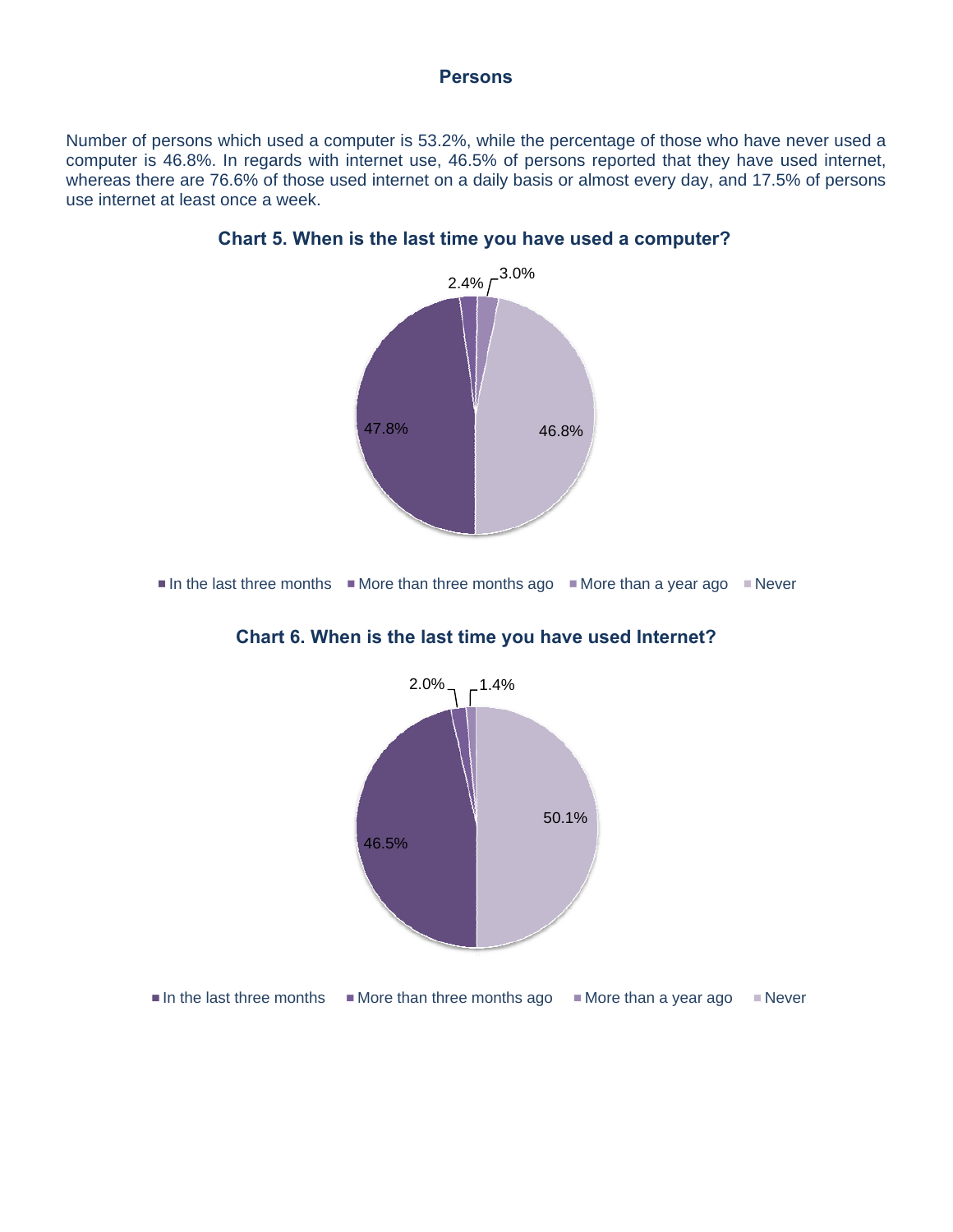## Persons

Number of persons which used a computer is 53.2%, while the percentage of those who have never used a computer is 46.8%. In regards with internet use, 46.5% of persons reported that they have used internet, whereas there are 76.6% of those used internet on a daily basis or almost every day, and 17.5% of persons use internet at least once a week.

### Chart 5. When is the last time you have used a computer?

| Category | Percentage |
|---|---|
| In the last three months | 47.8% |
| More than three months ago | 2.4% |
| More than a year ago | 3.0% |
| Never | 46.8% |

### Chart 6. When is the last time you have used Internet?

| Category | Percentage |
|---|---|
| In the last three months | 46.5% |
| More than three months ago | 2.0% |
| More than a year ago | 1.4% |
| Never | 50.1% |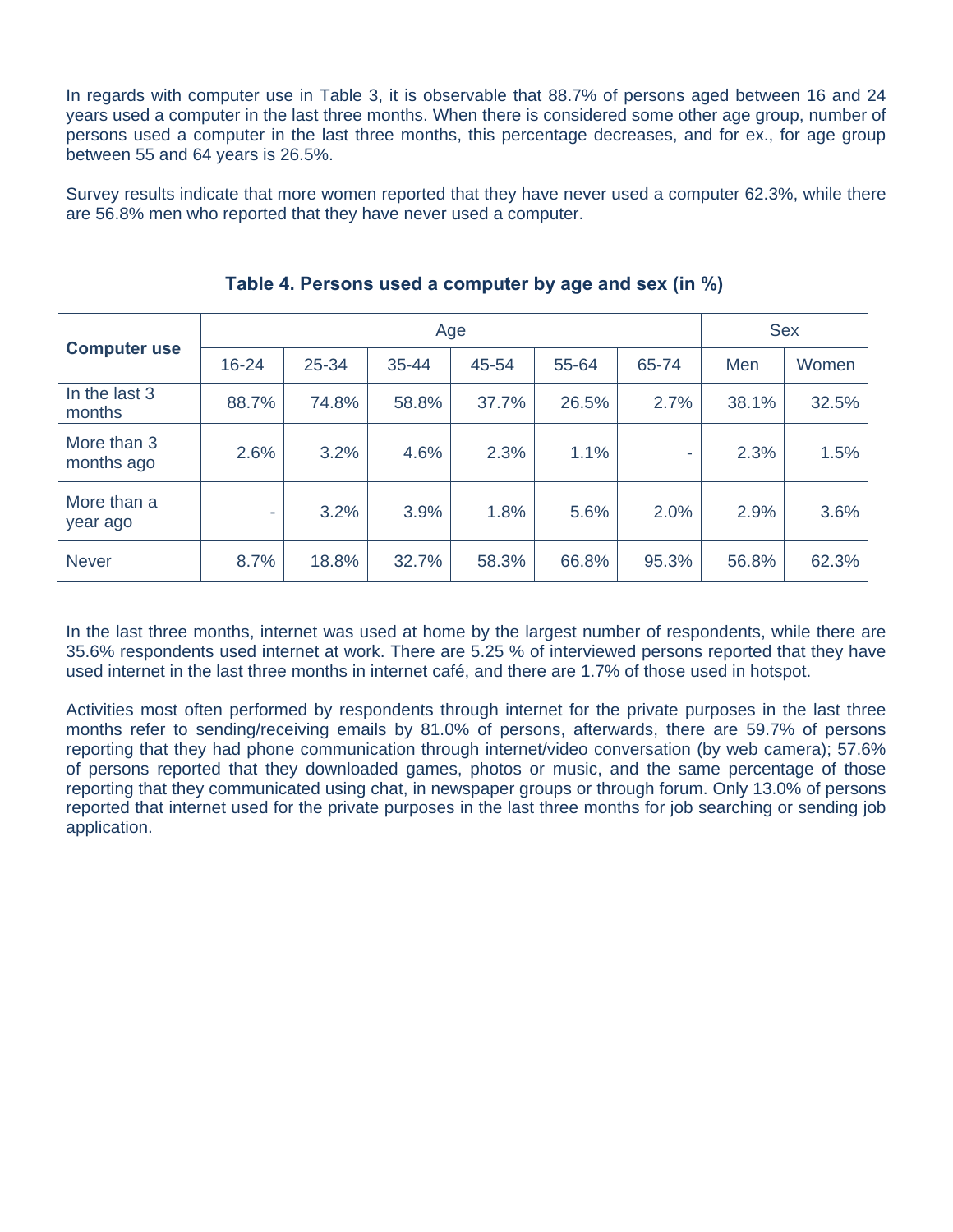In regards with computer use in Table 3, it is observable that 88.7% of persons aged between 16 and 24 years used a computer in the last three months. When there is considered some other age group, number of persons used a computer in the last three months, this percentage decreases, and for ex., for age group between 55 and 64 years is 26.5%.

Survey results indicate that more women reported that they have never used a computer 62.3%, while there are 56.8% men who reported that they have never used a computer.

**Table 4. Persons used a computer by age and sex (in %)**

| Computer use | Age | | | | | | Sex | |
|---|---|---|---|---|---|---|---|---|
| | 16-24 | 25-34 | 35-44 | 45-54 | 55-64 | 65-74 | Men | Women |
| In the last 3 months | 88.7% | 74.8% | 58.8% | 37.7% | 26.5% | 2.7% | 38.1% | 32.5% |
| More than 3 months ago | 2.6% | 3.2% | 4.6% | 2.3% | 1.1% | - | 2.3% | 1.5% |
| More than a year ago | - | 3.2% | 3.9% | 1.8% | 5.6% | 2.0% | 2.9% | 3.6% |
| Never | 8.7% | 18.8% | 32.7% | 58.3% | 66.8% | 95.3% | 56.8% | 62.3% |

In the last three months, internet was used at home by the largest number of respondents, while there are 35.6% respondents used internet at work. There are 5.25 % of interviewed persons reported that they have used internet in the last three months in internet café, and there are 1.7% of those used in hotspot.

Activities most often performed by respondents through internet for the private purposes in the last three months refer to sending/receiving emails by 81.0% of persons, afterwards, there are 59.7% of persons reporting that they had phone communication through internet/video conversation (by web camera); 57.6% of persons reported that they downloaded games, photos or music, and the same percentage of those reporting that they communicated using chat, in newspaper groups or through forum. Only 13.0% of persons reported that internet used for the private purposes in the last three months for job searching or sending job application.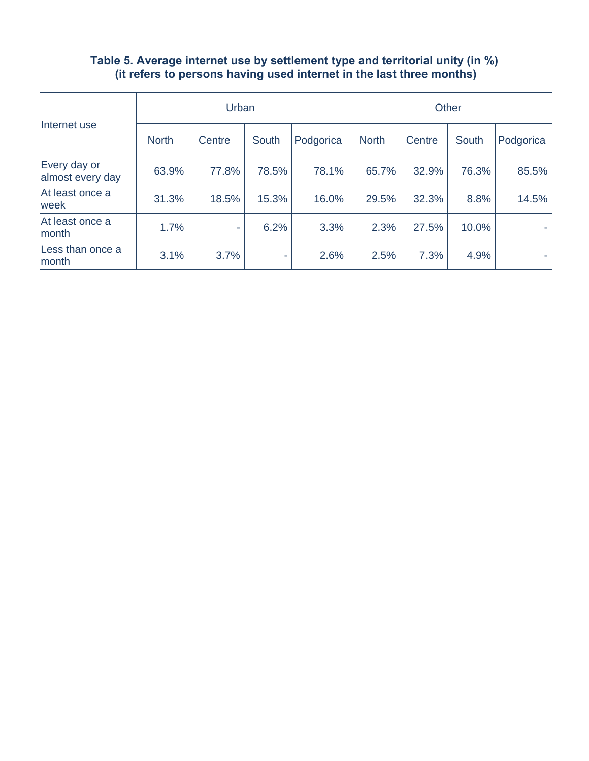**Table 5. Average internet use by settlement type and territorial unity (in %)**
**(it refers to persons having used internet in the last three months)**

| Internet use | Urban | | | | Other | | | |
|---|---|---|---|---|---|---|---|---|
| | North | Centre | South | Podgorica | North | Centre | South | Podgorica |
| Every day or almost every day | 63.9% | 77.8% | 78.5% | 78.1% | 65.7% | 32.9% | 76.3% | 85.5% |
| At least once a week | 31.3% | 18.5% | 15.3% | 16.0% | 29.5% | 32.3% | 8.8% | 14.5% |
| At least once a month | 1.7% | - | 6.2% | 3.3% | 2.3% | 27.5% | 10.0% | - |
| Less than once a month | 3.1% | 3.7% | - | 2.6% | 2.5% | 7.3% | 4.9% | - |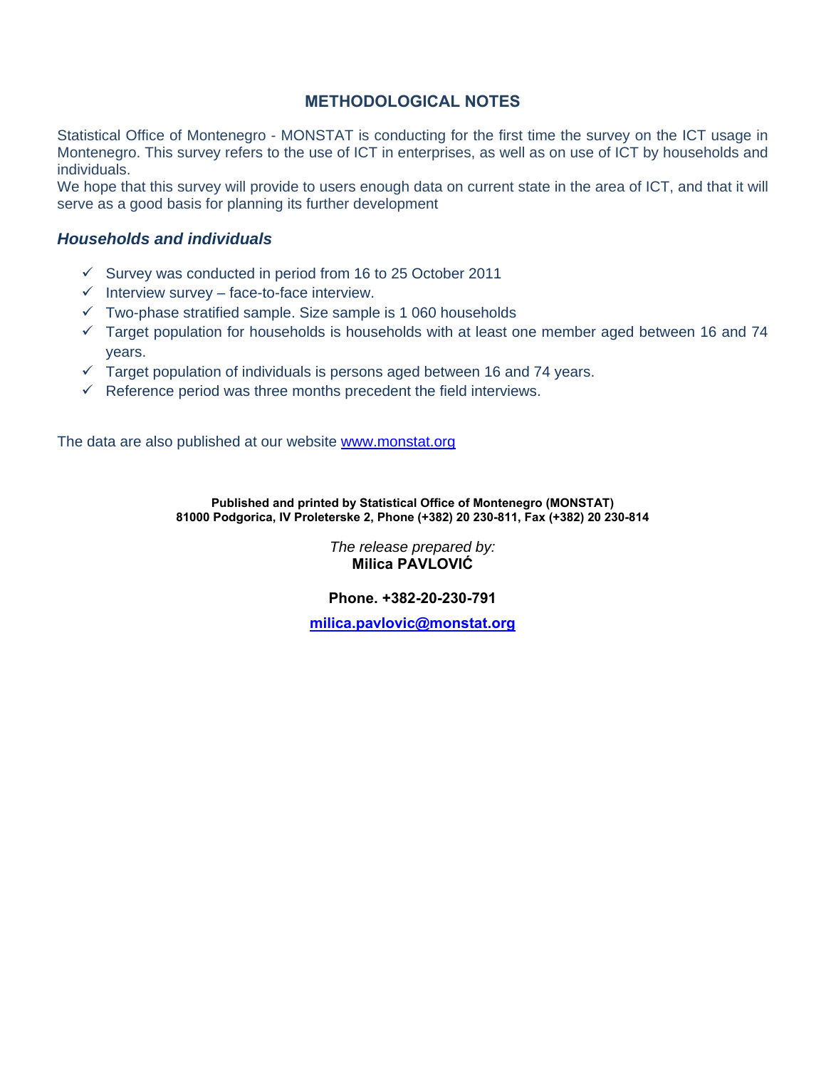## METHODOLOGICAL NOTES

Statistical Office of Montenegro - MONSTAT is conducting for the first time the survey on the ICT usage in Montenegro. This survey refers to the use of ICT in enterprises, as well as on use of ICT by households and individuals.
We hope that this survey will provide to users enough data on current state in the area of ICT, and that it will serve as a good basis for planning its further development

### *Households and individuals*

- ✓ Survey was conducted in period from 16 to 25 October 2011
- ✓ Interview survey – face-to-face interview.
- ✓ Two-phase stratified sample. Size sample is 1 060 households
- ✓ Target population for households is households with at least one member aged between 16 and 74 years.
- ✓ Target population of individuals is persons aged between 16 and 74 years.
- ✓ Reference period was three months precedent the field interviews.

The data are also published at our website www.monstat.org

**Published and printed by Statistical Office of Montenegro (MONSTAT)**
**81000 Podgorica, IV Proleterske 2, Phone (+382) 20 230-811, Fax (+382) 20 230-814**

*The release prepared by:*
**Milica PAVLOVIĆ**

**Phone. +382-20-230-791**

**milica.pavlovic@monstat.org**